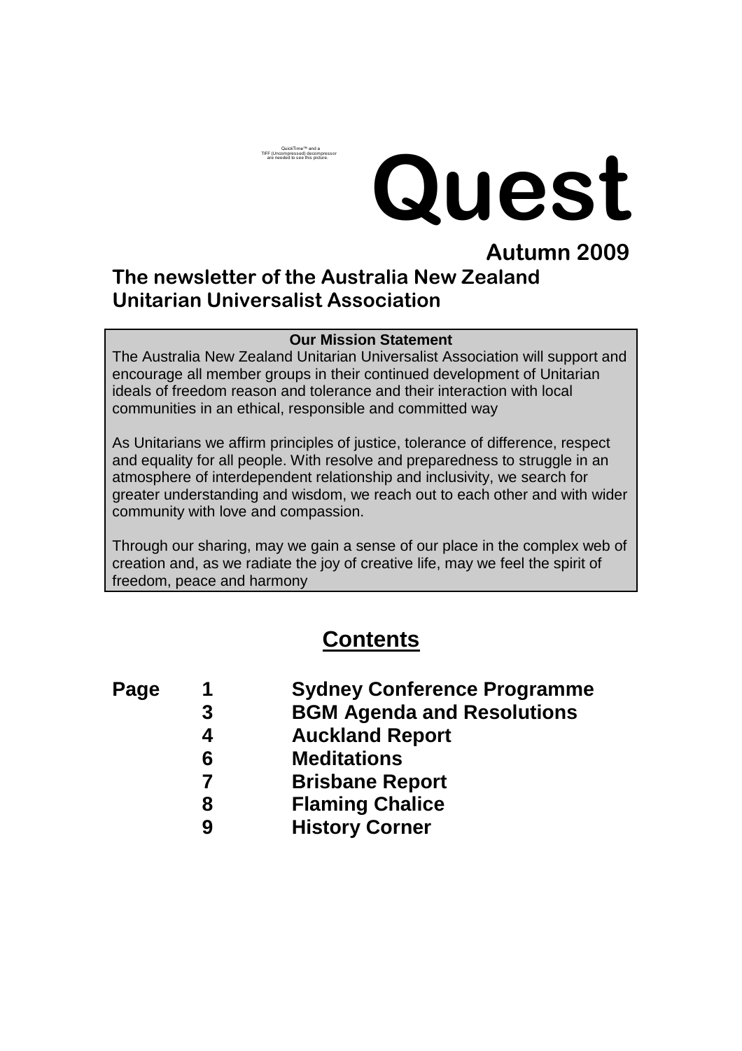QuickTime™ and a TIFF (Uncompressed) decompressor are needed to see this picture.

# Quest

**Autumn 2009**

## The newsletter of the Australia New Zealand Unitarian Universalist Association

**Our Mission Statement**

The Australia New Zealand Unitarian Universalist Association will support and encourage all member groups in their continued development of Unitarian ideals of freedom reason and tolerance and their interaction with local communities in an ethical, responsible and committed way

As Unitarians we affirm principles of justice, tolerance of difference, respect and equality for all people. With resolve and preparedness to struggle in an atmosphere of interdependent relationship and inclusivity, we search for greater understanding and wisdom, we reach out to each other and with wider community with love and compassion.

Through our sharing, may we gain a sense of our place in the complex web of creation and, as we radiate the joy of creative life, may we feel the spirit of freedom, peace and harmony

## Contents

| Page | | |
|---|---|---|
| | 1 | Sydney Conference Programme |
| | 3 | BGM Agenda and Resolutions |
| | 4 | Auckland Report |
| | 6 | Meditations |
| | 7 | Brisbane Report |
| | 8 | Flaming Chalice |
| | 9 | History Corner |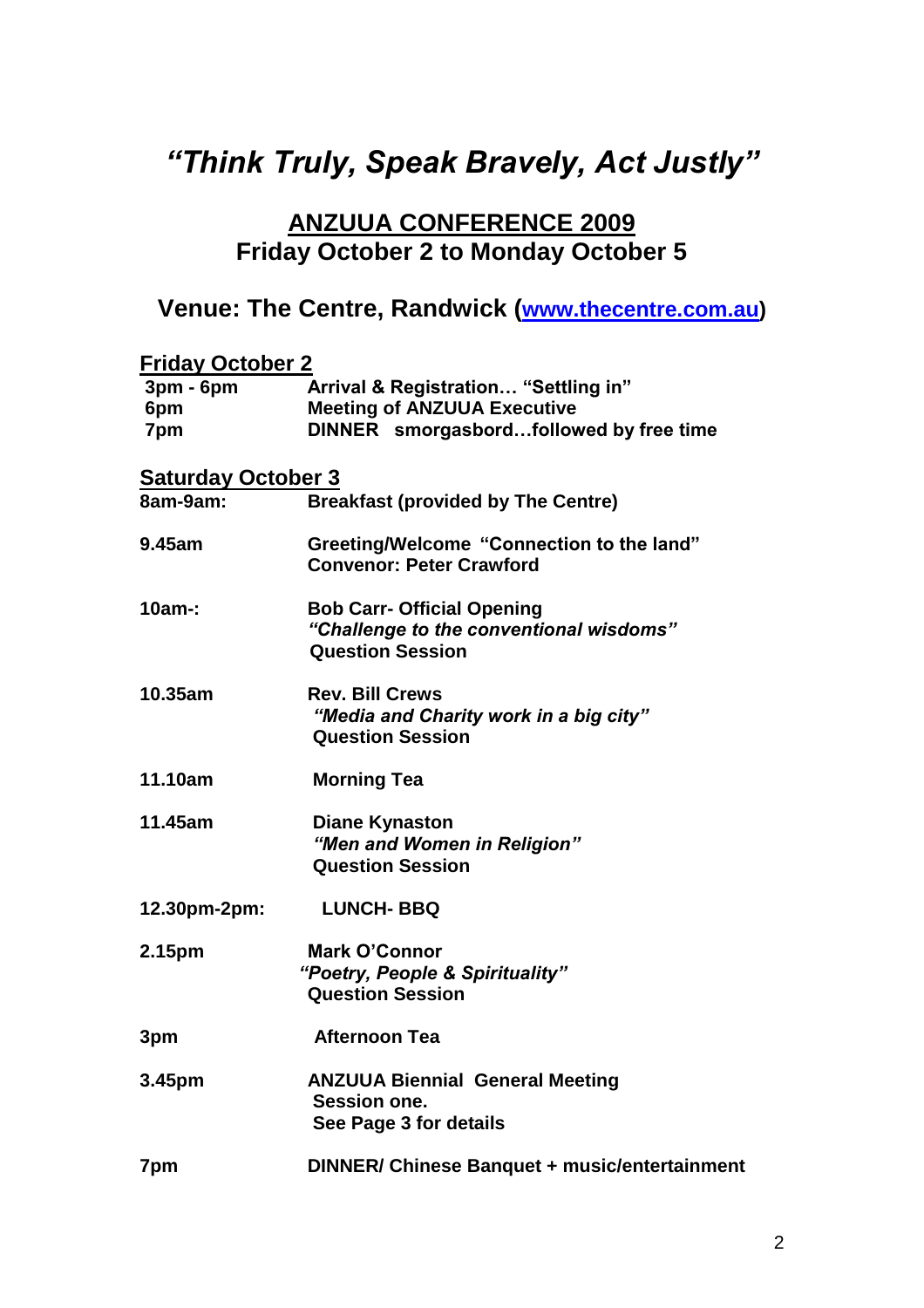# *"Think Truly, Speak Bravely, Act Justly"*

## ANZUUA CONFERENCE 2009
## Friday October 2 to Monday October 5

## Venue: The Centre, Randwick ([www.thecentre.com.au](http://www.thecentre.com.au))

**Friday October 2**

| | |
|---|---|
| **3pm - 6pm** | **Arrival & Registration… "Settling in"** |
| **6pm** | **Meeting of ANZUUA Executive** |
| **7pm** | **DINNER smorgasbord…followed by free time** |

**Saturday October 3**

| | |
|---|---|
| **8am-9am:** | **Breakfast (provided by The Centre)** |
| **9.45am** | **Greeting/Welcome "Connection to the land"**<br>**Convenor: Peter Crawford** |
| **10am-:** | **Bob Carr- Official Opening**<br>***"Challenge to the conventional wisdoms"***<br>**Question Session** |
| **10.35am** | **Rev. Bill Crews**<br>***"Media and Charity work in a big city"***<br>**Question Session** |
| **11.10am** | **Morning Tea** |
| **11.45am** | **Diane Kynaston**<br>***"Men and Women in Religion"***<br>**Question Session** |
| **12.30pm-2pm:** | **LUNCH- BBQ** |
| **2.15pm** | **Mark O'Connor**<br>***"Poetry, People & Spirituality"***<br>**Question Session** |
| **3pm** | **Afternoon Tea** |
| **3.45pm** | **ANZUUA Biennial General Meeting**<br>**Session one.**<br>**See Page 3 for details** |
| **7pm** | **DINNER/ Chinese Banquet + music/entertainment** |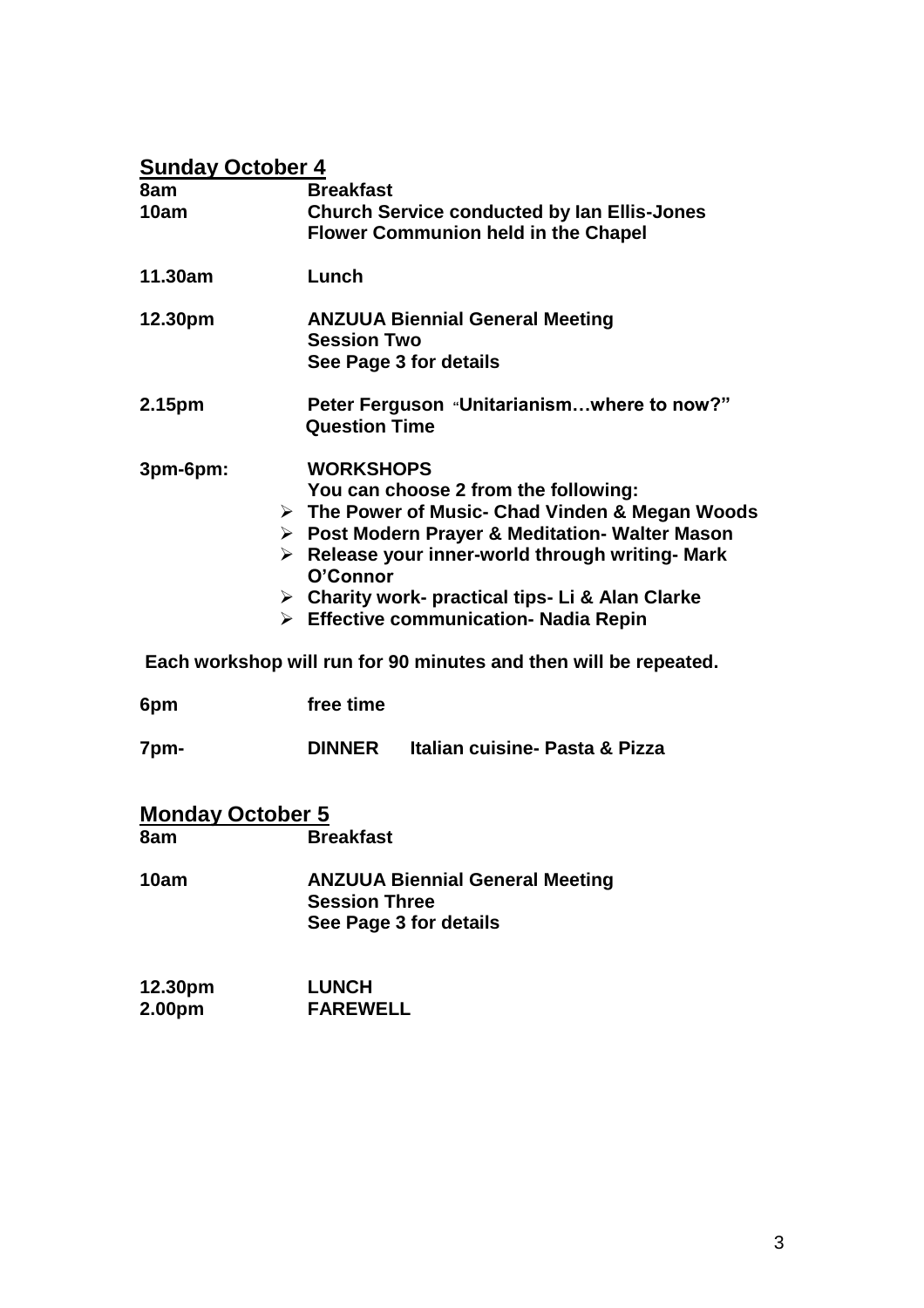## Sunday October 4

**8am** **Breakfast**

**10am** **Church Service conducted by Ian Ellis-Jones**
**Flower Communion held in the Chapel**

**11.30am** **Lunch**

**12.30pm** **ANZUUA Biennial General Meeting**
**Session Two**
**See Page 3 for details**

**2.15pm** **Peter Ferguson "Unitarianism…where to now?"**
**Question Time**

**3pm-6pm:** **WORKSHOPS**
**You can choose 2 from the following:**

- **The Power of Music- Chad Vinden & Megan Woods**
- **Post Modern Prayer & Meditation- Walter Mason**
- **Release your inner-world through writing- Mark O'Connor**
- **Charity work- practical tips- Li & Alan Clarke**
- **Effective communication- Nadia Repin**

**Each workshop will run for 90 minutes and then will be repeated.**

**6pm** **free time**

**7pm-** **DINNER** **Italian cuisine- Pasta & Pizza**

## Monday October 5

**8am** **Breakfast**

**10am** **ANZUUA Biennial General Meeting**
**Session Three**
**See Page 3 for details**

**12.30pm** **LUNCH**
**2.00pm** **FAREWELL**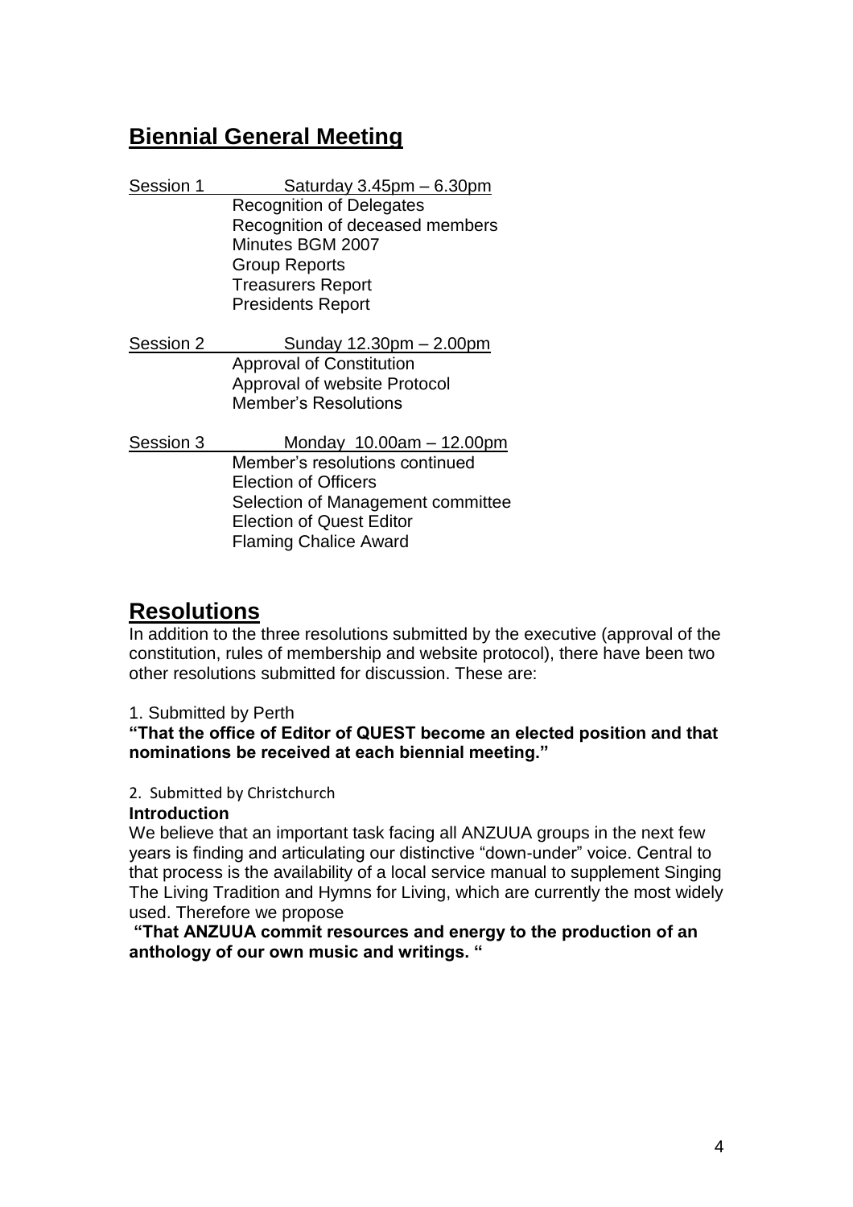## Biennial General Meeting

Session 1 Saturday 3.45pm – 6.30pm

- Recognition of Delegates
- Recognition of deceased members
- Minutes BGM 2007
- Group Reports
- Treasurers Report
- Presidents Report

Session 2 Sunday 12.30pm – 2.00pm

- Approval of Constitution
- Approval of website Protocol
- Member's Resolutions

Session 3 Monday 10.00am – 12.00pm

- Member's resolutions continued
- Election of Officers
- Selection of Management committee
- Election of Quest Editor
- Flaming Chalice Award

## Resolutions

In addition to the three resolutions submitted by the executive (approval of the constitution, rules of membership and website protocol), there have been two other resolutions submitted for discussion. These are:

1. Submitted by Perth

**"That the office of Editor of QUEST become an elected position and that nominations be received at each biennial meeting."**

2. Submitted by Christchurch

**Introduction**

We believe that an important task facing all ANZUUA groups in the next few years is finding and articulating our distinctive "down-under" voice. Central to that process is the availability of a local service manual to supplement Singing The Living Tradition and Hymns for Living, which are currently the most widely used. Therefore we propose

**"That ANZUUA commit resources and energy to the production of an anthology of our own music and writings. "**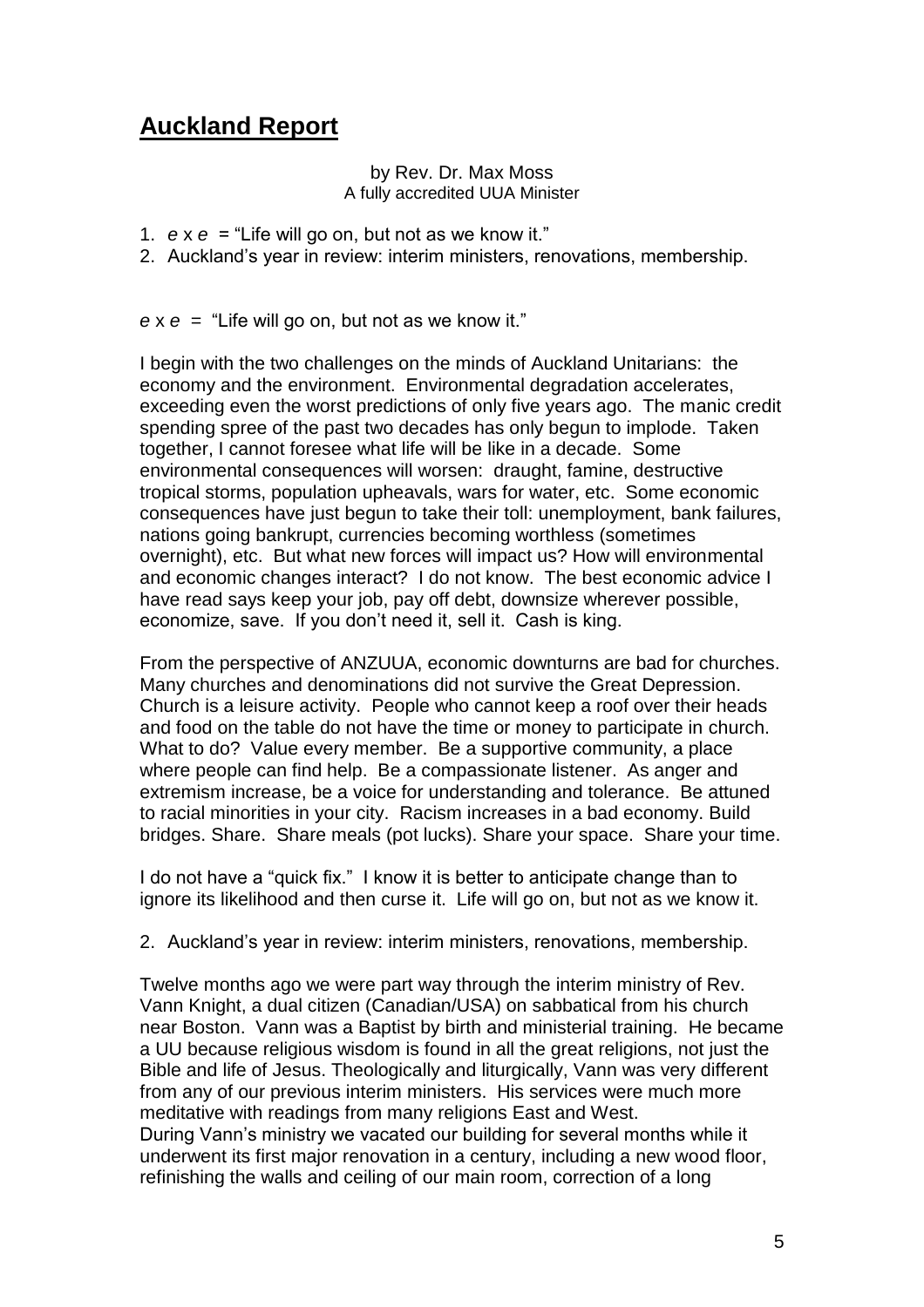# Auckland Report

by Rev. Dr. Max Moss
A fully accredited UUA Minister

1. *e* x *e* = "Life will go on, but not as we know it."
2. Auckland's year in review: interim ministers, renovations, membership.

*e* x *e* = "Life will go on, but not as we know it."

I begin with the two challenges on the minds of Auckland Unitarians: the economy and the environment. Environmental degradation accelerates, exceeding even the worst predictions of only five years ago. The manic credit spending spree of the past two decades has only begun to implode. Taken together, I cannot foresee what life will be like in a decade. Some environmental consequences will worsen: draught, famine, destructive tropical storms, population upheavals, wars for water, etc. Some economic consequences have just begun to take their toll: unemployment, bank failures, nations going bankrupt, currencies becoming worthless (sometimes overnight), etc. But what new forces will impact us? How will environmental and economic changes interact? I do not know. The best economic advice I have read says keep your job, pay off debt, downsize wherever possible, economize, save. If you don't need it, sell it. Cash is king.

From the perspective of ANZUUA, economic downturns are bad for churches. Many churches and denominations did not survive the Great Depression. Church is a leisure activity. People who cannot keep a roof over their heads and food on the table do not have the time or money to participate in church. What to do? Value every member. Be a supportive community, a place where people can find help. Be a compassionate listener. As anger and extremism increase, be a voice for understanding and tolerance. Be attuned to racial minorities in your city. Racism increases in a bad economy. Build bridges. Share. Share meals (pot lucks). Share your space. Share your time.

I do not have a "quick fix." I know it is better to anticipate change than to ignore its likelihood and then curse it. Life will go on, but not as we know it.

2. Auckland's year in review: interim ministers, renovations, membership.

Twelve months ago we were part way through the interim ministry of Rev. Vann Knight, a dual citizen (Canadian/USA) on sabbatical from his church near Boston. Vann was a Baptist by birth and ministerial training. He became a UU because religious wisdom is found in all the great religions, not just the Bible and life of Jesus. Theologically and liturgically, Vann was very different from any of our previous interim ministers. His services were much more meditative with readings from many religions East and West.
During Vann's ministry we vacated our building for several months while it underwent its first major renovation in a century, including a new wood floor, refinishing the walls and ceiling of our main room, correction of a long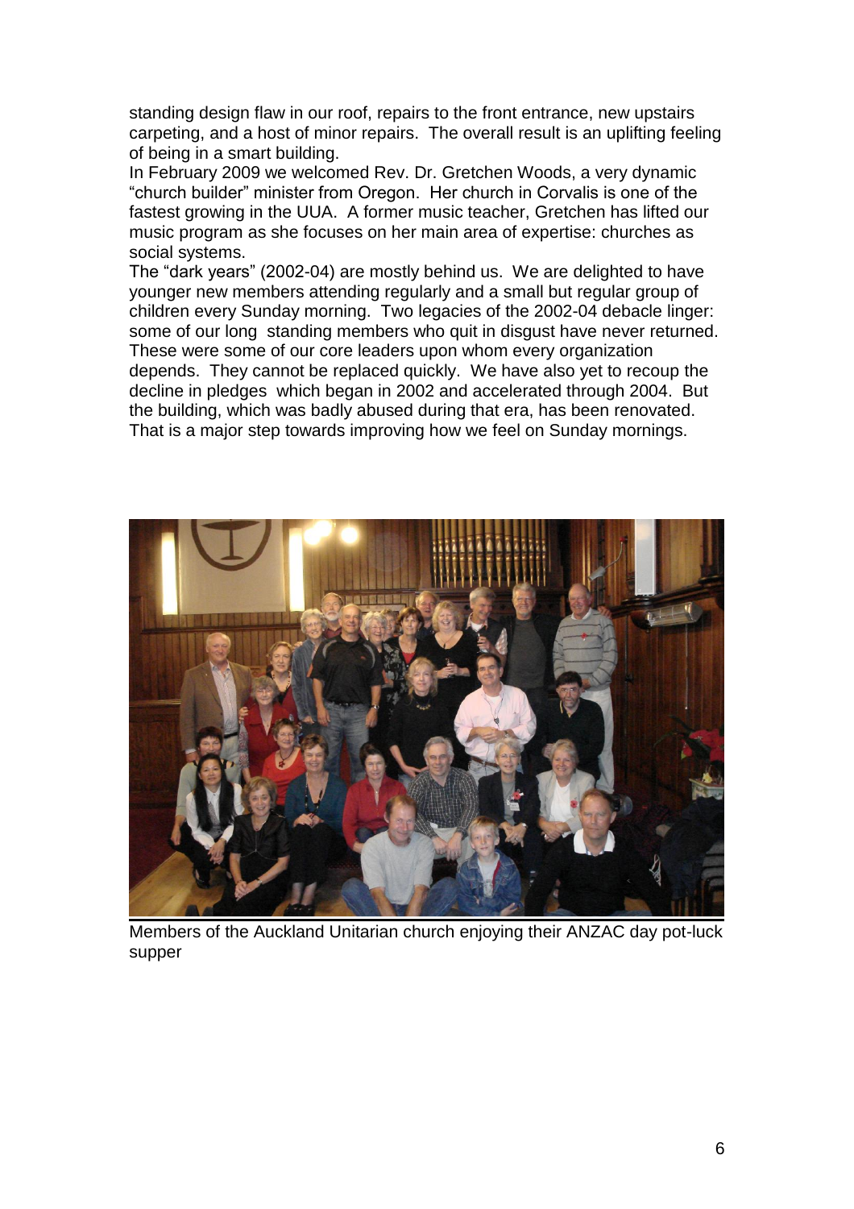standing design flaw in our roof, repairs to the front entrance, new upstairs carpeting, and a host of minor repairs. The overall result is an uplifting feeling of being in a smart building.

In February 2009 we welcomed Rev. Dr. Gretchen Woods, a very dynamic "church builder" minister from Oregon. Her church in Corvalis is one of the fastest growing in the UUA. A former music teacher, Gretchen has lifted our music program as she focuses on her main area of expertise: churches as social systems.

The "dark years" (2002-04) are mostly behind us. We are delighted to have younger new members attending regularly and a small but regular group of children every Sunday morning. Two legacies of the 2002-04 debacle linger: some of our long standing members who quit in disgust have never returned. These were some of our core leaders upon whom every organization depends. They cannot be replaced quickly. We have also yet to recoup the decline in pledges which began in 2002 and accelerated through 2004. But the building, which was badly abused during that era, has been renovated. That is a major step towards improving how we feel on Sunday mornings.

Members of the Auckland Unitarian church enjoying their ANZAC day pot-luck supper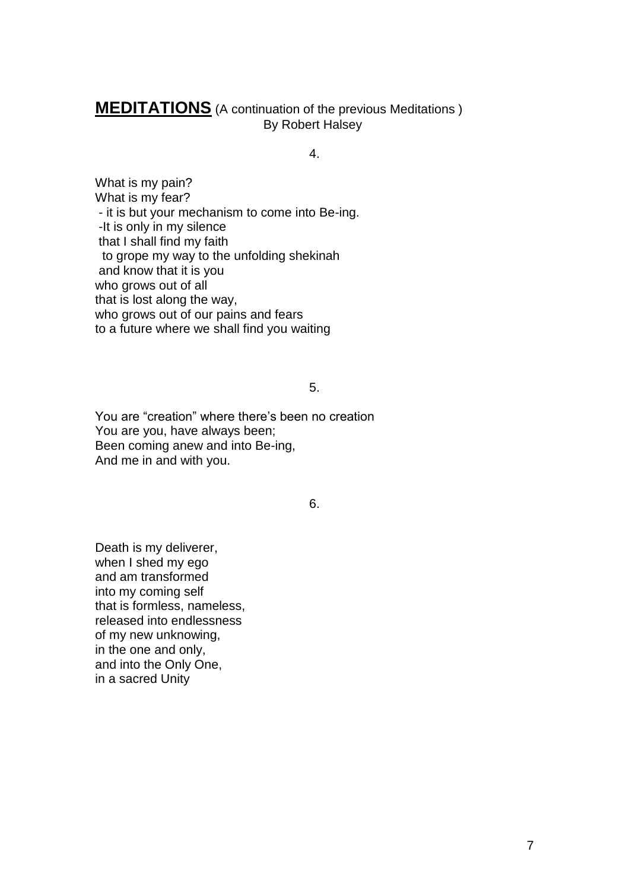## **MEDITATIONS** (A continuation of the previous Meditations )

By Robert Halsey

4.

What is my pain?  
What is my fear?  
 - it is but your mechanism to come into Be-ing.  
 -It is only in my silence  
 that I shall find my faith  
  to grope my way to the unfolding shekinah  
 and know that it is you  
who grows out of all  
that is lost along the way,  
who grows out of our pains and fears  
to a future where we shall find you waiting

5.

You are “creation” where there’s been no creation  
You are you, have always been;  
Been coming anew and into Be-ing,  
And me in and with you.

6.

Death is my deliverer,  
when I shed my ego  
and am transformed  
into my coming self  
that is formless, nameless,  
released into endlessness  
of my new unknowing,  
in the one and only,  
and into the Only One,  
in a sacred Unity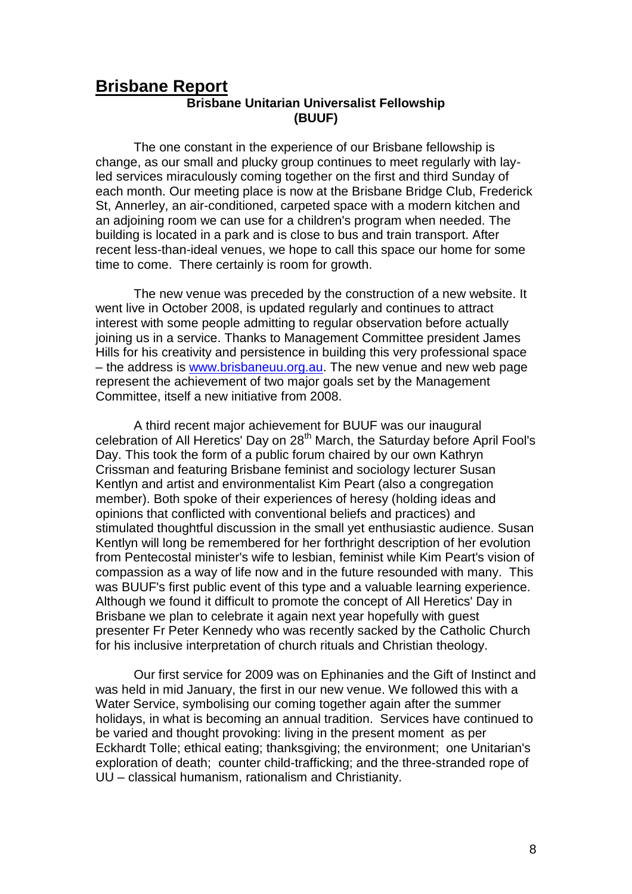# Brisbane Report

## Brisbane Unitarian Universalist Fellowship (BUUF)

The one constant in the experience of our Brisbane fellowship is change, as our small and plucky group continues to meet regularly with lay-led services miraculously coming together on the first and third Sunday of each month. Our meeting place is now at the Brisbane Bridge Club, Frederick St, Annerley, an air-conditioned, carpeted space with a modern kitchen and an adjoining room we can use for a children's program when needed. The building is located in a park and is close to bus and train transport. After recent less-than-ideal venues, we hope to call this space our home for some time to come. There certainly is room for growth.

The new venue was preceded by the construction of a new website. It went live in October 2008, is updated regularly and continues to attract interest with some people admitting to regular observation before actually joining us in a service. Thanks to Management Committee president James Hills for his creativity and persistence in building this very professional space – the address is www.brisbaneuu.org.au. The new venue and new web page represent the achievement of two major goals set by the Management Committee, itself a new initiative from 2008.

A third recent major achievement for BUUF was our inaugural celebration of All Heretics' Day on 28th March, the Saturday before April Fool's Day. This took the form of a public forum chaired by our own Kathryn Crissman and featuring Brisbane feminist and sociology lecturer Susan Kentlyn and artist and environmentalist Kim Peart (also a congregation member). Both spoke of their experiences of heresy (holding ideas and opinions that conflicted with conventional beliefs and practices) and stimulated thoughtful discussion in the small yet enthusiastic audience. Susan Kentlyn will long be remembered for her forthright description of her evolution from Pentecostal minister's wife to lesbian, feminist while Kim Peart's vision of compassion as a way of life now and in the future resounded with many. This was BUUF's first public event of this type and a valuable learning experience. Although we found it difficult to promote the concept of All Heretics' Day in Brisbane we plan to celebrate it again next year hopefully with guest presenter Fr Peter Kennedy who was recently sacked by the Catholic Church for his inclusive interpretation of church rituals and Christian theology.

Our first service for 2009 was on Ephinanies and the Gift of Instinct and was held in mid January, the first in our new venue. We followed this with a Water Service, symbolising our coming together again after the summer holidays, in what is becoming an annual tradition. Services have continued to be varied and thought provoking: living in the present moment as per Eckhardt Tolle; ethical eating; thanksgiving; the environment; one Unitarian's exploration of death; counter child-trafficking; and the three-stranded rope of UU – classical humanism, rationalism and Christianity.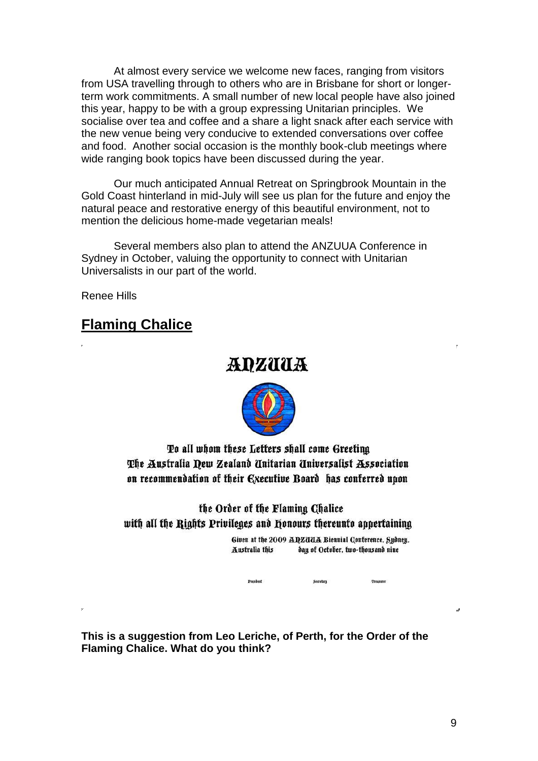At almost every service we welcome new faces, ranging from visitors from USA travelling through to others who are in Brisbane for short or longer-term work commitments. A small number of new local people have also joined this year, happy to be with a group expressing Unitarian principles. We socialise over tea and coffee and a share a light snack after each service with the new venue being very conducive to extended conversations over coffee and food. Another social occasion is the monthly book-club meetings where wide ranging book topics have been discussed during the year.

Our much anticipated Annual Retreat on Springbrook Mountain in the Gold Coast hinterland in mid-July will see us plan for the future and enjoy the natural peace and restorative energy of this beautiful environment, not to mention the delicious home-made vegetarian meals!

Several members also plan to attend the ANZUUA Conference in Sydney in October, valuing the opportunity to connect with Unitarian Universalists in our part of the world.

Renee Hills

## Flaming Chalice

# ANZUUA

To all whom these Letters shall come Greeting
The Australia New Zealand Unitarian Universalist Association
on recommendation of their Executive Board has conferred upon

the Order of the Flaming Chalice
with all the Rights Privileges and Honours thereunto appertaining

Given at the 2009 ANZUUA Biennial Conference, Sydney, Australia this day of October, two-thousand nine

President Secretary Treasurer

**This is a suggestion from Leo Leriche, of Perth, for the Order of the Flaming Chalice. What do you think?**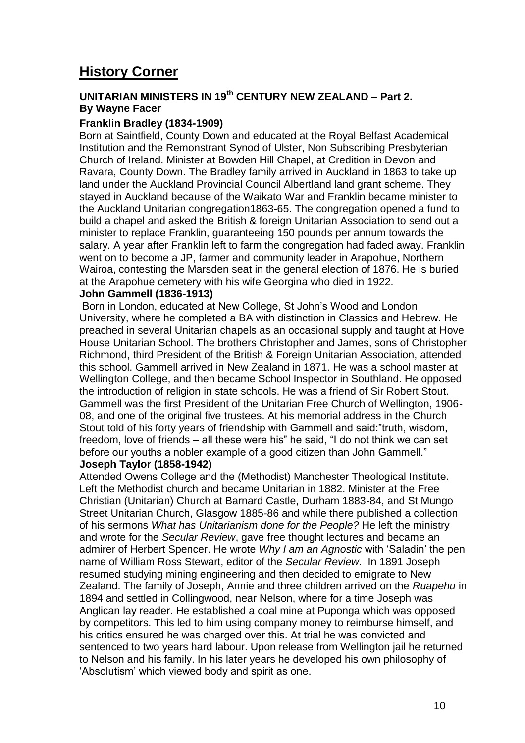# History Corner

**UNITARIAN MINISTERS IN 19th CENTURY NEW ZEALAND – Part 2.**
**By Wayne Facer**

**Franklin Bradley (1834-1909)**

Born at Saintfield, County Down and educated at the Royal Belfast Academical Institution and the Remonstrant Synod of Ulster, Non Subscribing Presbyterian Church of Ireland. Minister at Bowden Hill Chapel, at Credition in Devon and Ravara, County Down. The Bradley family arrived in Auckland in 1863 to take up land under the Auckland Provincial Council Albertland land grant scheme. They stayed in Auckland because of the Waikato War and Franklin became minister to the Auckland Unitarian congregation1863-65. The congregation opened a fund to build a chapel and asked the British & foreign Unitarian Association to send out a minister to replace Franklin, guaranteeing 150 pounds per annum towards the salary. A year after Franklin left to farm the congregation had faded away. Franklin went on to become a JP, farmer and community leader in Arapohue, Northern Wairoa, contesting the Marsden seat in the general election of 1876. He is buried at the Arapohue cemetery with his wife Georgina who died in 1922.

**John Gammell (1836-1913)**

Born in London, educated at New College, St John's Wood and London University, where he completed a BA with distinction in Classics and Hebrew. He preached in several Unitarian chapels as an occasional supply and taught at Hove House Unitarian School. The brothers Christopher and James, sons of Christopher Richmond, third President of the British & Foreign Unitarian Association, attended this school. Gammell arrived in New Zealand in 1871. He was a school master at Wellington College, and then became School Inspector in Southland. He opposed the introduction of religion in state schools. He was a friend of Sir Robert Stout. Gammell was the first President of the Unitarian Free Church of Wellington, 1906-08, and one of the original five trustees. At his memorial address in the Church Stout told of his forty years of friendship with Gammell and said:"truth, wisdom, freedom, love of friends – all these were his" he said, "I do not think we can set before our youths a nobler example of a good citizen than John Gammell."

**Joseph Taylor (1858-1942)**

Attended Owens College and the (Methodist) Manchester Theological Institute. Left the Methodist church and became Unitarian in 1882. Minister at the Free Christian (Unitarian) Church at Barnard Castle, Durham 1883-84, and St Mungo Street Unitarian Church, Glasgow 1885-86 and while there published a collection of his sermons *What has Unitarianism done for the People?* He left the ministry and wrote for the *Secular Review*, gave free thought lectures and became an admirer of Herbert Spencer. He wrote *Why I am an Agnostic* with 'Saladin' the pen name of William Ross Stewart, editor of the *Secular Review*. In 1891 Joseph resumed studying mining engineering and then decided to emigrate to New Zealand. The family of Joseph, Annie and three children arrived on the *Ruapehu* in 1894 and settled in Collingwood, near Nelson, where for a time Joseph was Anglican lay reader. He established a coal mine at Puponga which was opposed by competitors. This led to him using company money to reimburse himself, and his critics ensured he was charged over this. At trial he was convicted and sentenced to two years hard labour. Upon release from Wellington jail he returned to Nelson and his family. In his later years he developed his own philosophy of 'Absolutism' which viewed body and spirit as one.